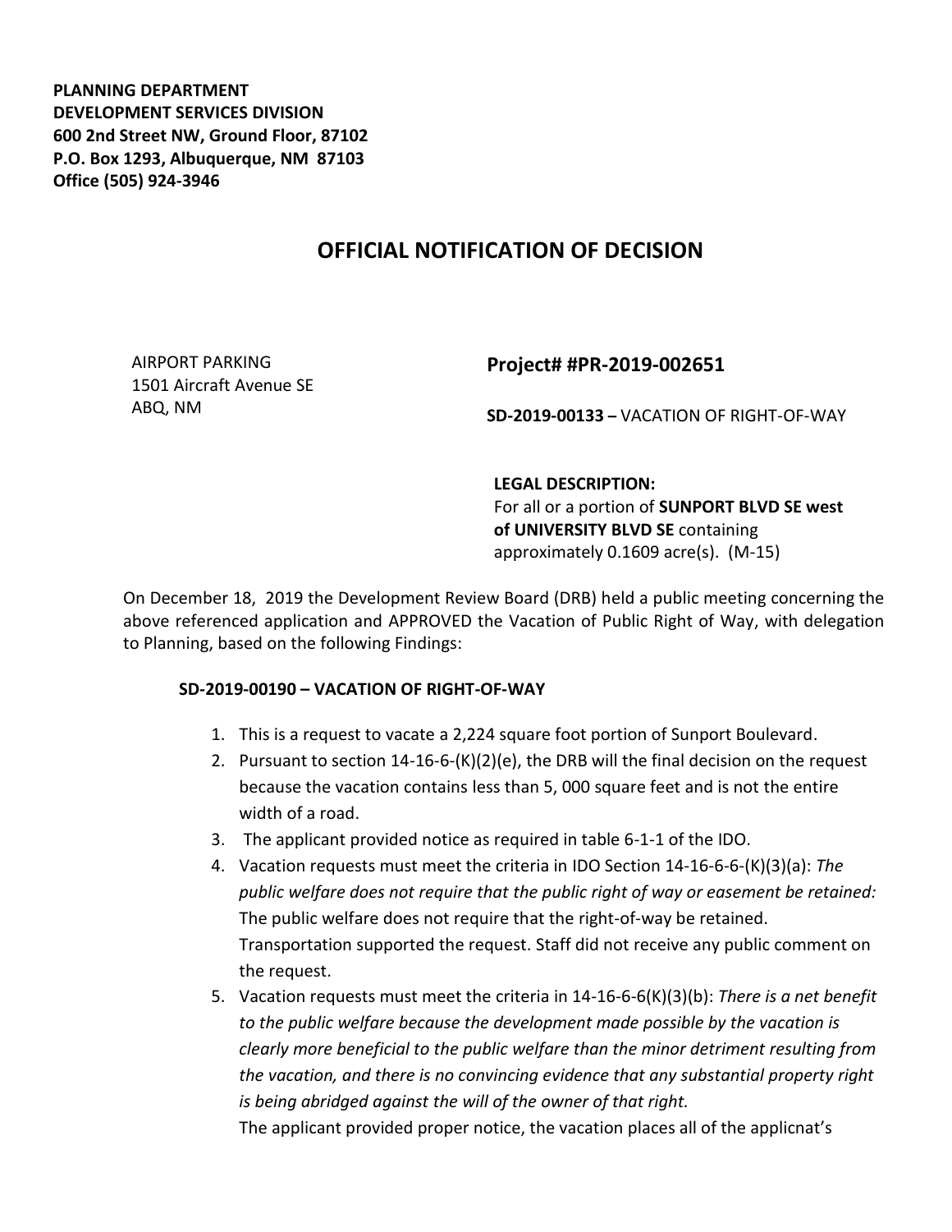**PLANNING DEPARTMENT**
**DEVELOPMENT SERVICES DIVISION**
**600 2nd Street NW, Ground Floor, 87102**
**P.O. Box 1293, Albuquerque, NM 87103**
**Office (505) 924-3946**

# OFFICIAL NOTIFICATION OF DECISION

AIRPORT PARKING
1501 Aircraft Avenue SE
ABQ, NM

## Project# #PR-2019-002651

**SD-2019-00133 –** VACATION OF RIGHT-OF-WAY

**LEGAL DESCRIPTION:**
For all or a portion of **SUNPORT BLVD SE west of UNIVERSITY BLVD SE** containing approximately 0.1609 acre(s). (M-15)

On December 18, 2019 the Development Review Board (DRB) held a public meeting concerning the above referenced application and APPROVED the Vacation of Public Right of Way, with delegation to Planning, based on the following Findings:

**SD-2019-00190 – VACATION OF RIGHT-OF-WAY**

1. This is a request to vacate a 2,224 square foot portion of Sunport Boulevard.
2. Pursuant to section 14-16-6-(K)(2)(e), the DRB will the final decision on the request because the vacation contains less than 5, 000 square feet and is not the entire width of a road.
3. The applicant provided notice as required in table 6-1-1 of the IDO.
4. Vacation requests must meet the criteria in IDO Section 14-16-6-6-(K)(3)(a): *The public welfare does not require that the public right of way or easement be retained:* The public welfare does not require that the right-of-way be retained. Transportation supported the request. Staff did not receive any public comment on the request.
5. Vacation requests must meet the criteria in 14-16-6-6(K)(3)(b): *There is a net benefit to the public welfare because the development made possible by the vacation is clearly more beneficial to the public welfare than the minor detriment resulting from the vacation, and there is no convincing evidence that any substantial property right is being abridged against the will of the owner of that right.*
   The applicant provided proper notice, the vacation places all of the applicnat's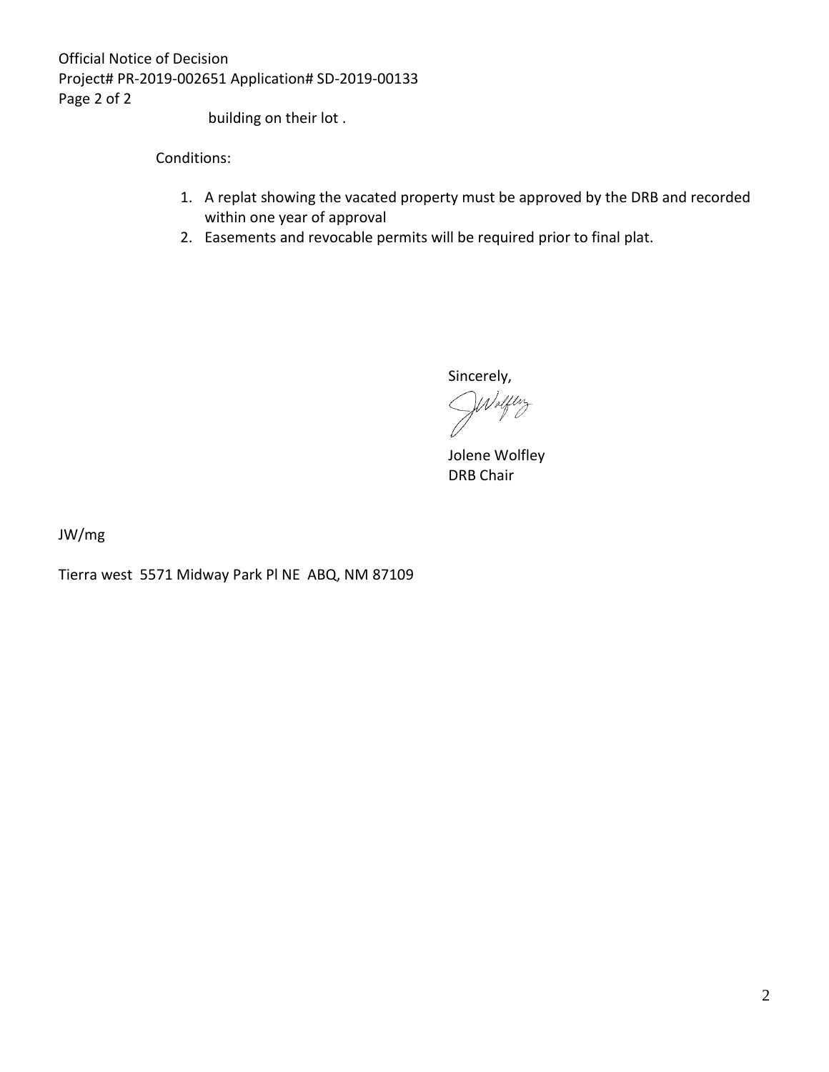building on their lot .

Conditions:

1. A replat showing the vacated property must be approved by the DRB and recorded within one year of approval
2. Easements and revocable permits will be required prior to final plat.

Sincerely,

Jolene Wolfley
DRB Chair

JW/mg

Tierra west 5571 Midway Park Pl NE ABQ, NM 87109